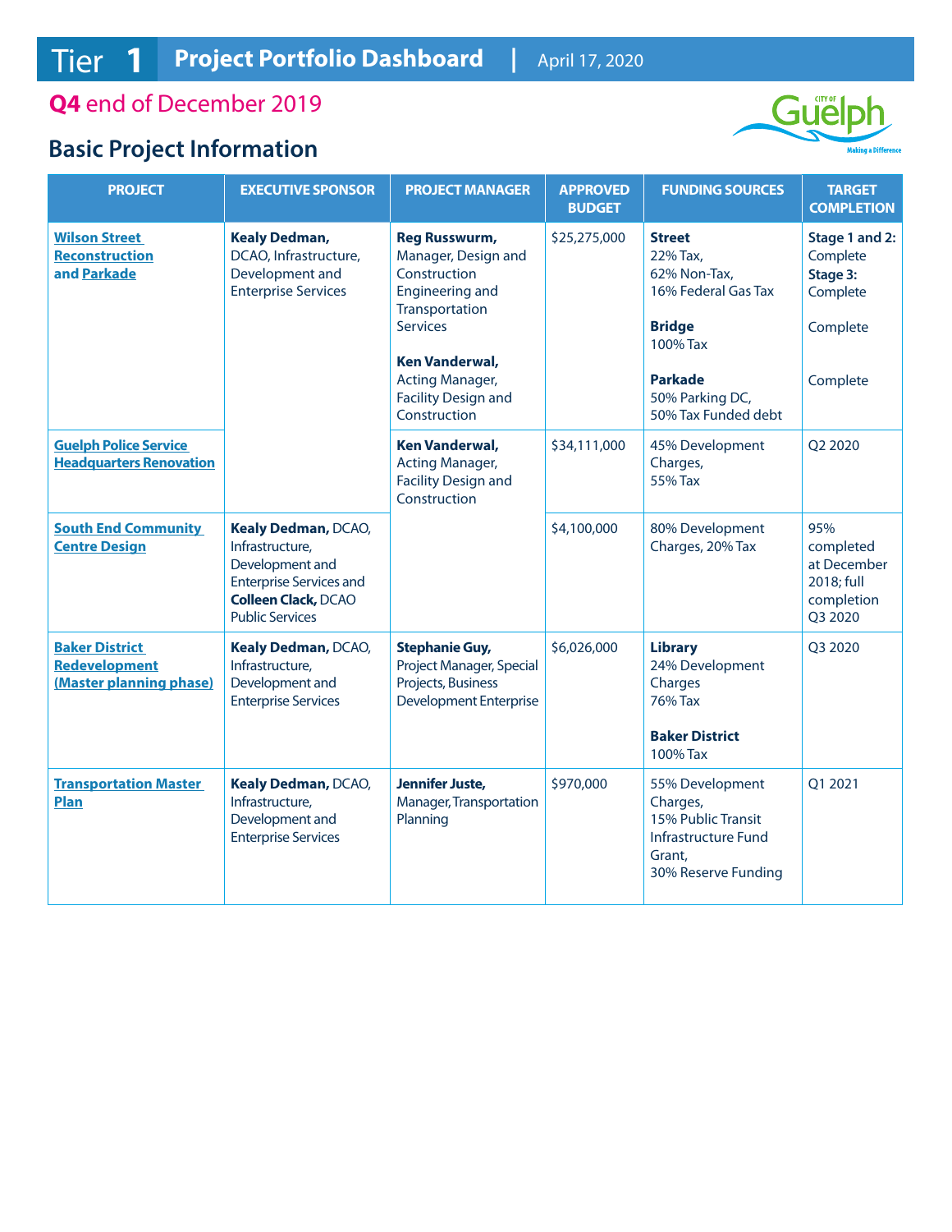# Tier 1 Project Portfolio Dashboard | April 17, 2020

## Q4 end of December 2019

## Basic Project Information

| PROJECT | EXECUTIVE SPONSOR | PROJECT MANAGER | APPROVED BUDGET | FUNDING SOURCES | TARGET COMPLETION |
|---|---|---|---|---|---|
| Wilson Street Reconstruction and Parkade | **Kealy Dedman,** DCAO, Infrastructure, Development and Enterprise Services | **Reg Russwurm,** Manager, Design and Construction Engineering and Transportation Services<br><br>**Ken Vanderwal,** Acting Manager, Facility Design and Construction | $25,275,000 | **Street**<br>22% Tax,<br>62% Non-Tax,<br>16% Federal Gas Tax<br><br>**Bridge**<br>100% Tax<br><br>**Parkade**<br>50% Parking DC,<br>50% Tax Funded debt | **Stage 1 and 2:** Complete<br>**Stage 3:** Complete<br><br>Complete<br><br>Complete |
| Guelph Police Service Headquarters Renovation | | **Ken Vanderwal,** Acting Manager, Facility Design and Construction | $34,111,000 | 45% Development Charges,<br>55% Tax | Q2 2020 |
| South End Community Centre Design | **Kealy Dedman,** DCAO, Infrastructure, Development and Enterprise Services and **Colleen Clack,** DCAO Public Services | | $4,100,000 | 80% Development Charges, 20% Tax | 95% completed at December 2018; full completion Q3 2020 |
| Baker District Redevelopment (Master planning phase) | **Kealy Dedman,** DCAO, Infrastructure, Development and Enterprise Services | **Stephanie Guy,** Project Manager, Special Projects, Business Development Enterprise | $6,026,000 | **Library**<br>24% Development Charges<br>76% Tax<br><br>**Baker District**<br>100% Tax | Q3 2020 |
| Transportation Master Plan | **Kealy Dedman,** DCAO, Infrastructure, Development and Enterprise Services | **Jennifer Juste,** Manager, Transportation Planning | $970,000 | 55% Development Charges,<br>15% Public Transit Infrastructure Fund Grant,<br>30% Reserve Funding | Q1 2021 |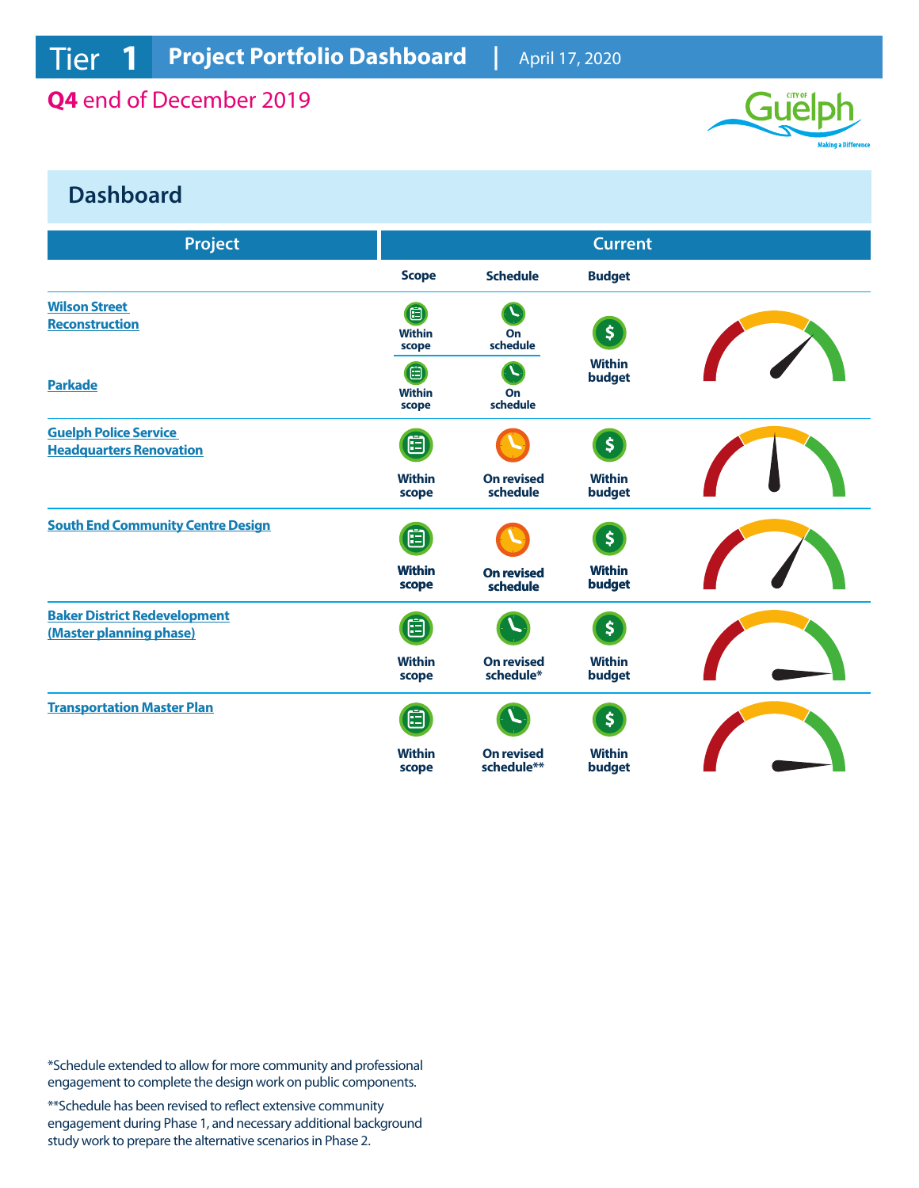Tier 1 | **Project Portfolio Dashboard** | April 17, 2020

## **Q4** end of December 2019

## Dashboard

| Project | Current | | | |
|---|---|---|---|---|
| | Scope | Schedule | Budget | |
| Wilson Street Reconstruction | Within scope | On schedule | Within budget | |
| Parkade | Within scope | On schedule | | |
| Guelph Police Service Headquarters Renovation | Within scope | On revised schedule | Within budget | |
| South End Community Centre Design | Within scope | On revised schedule | Within budget | |
| Baker District Redevelopment (Master planning phase) | Within scope | On revised schedule* | Within budget | |
| Transportation Master Plan | Within scope | On revised schedule** | Within budget | |

*Schedule extended to allow for more community and professional engagement to complete the design work on public components.

**Schedule has been revised to reflect extensive community engagement during Phase 1, and necessary additional background study work to prepare the alternative scenarios in Phase 2.